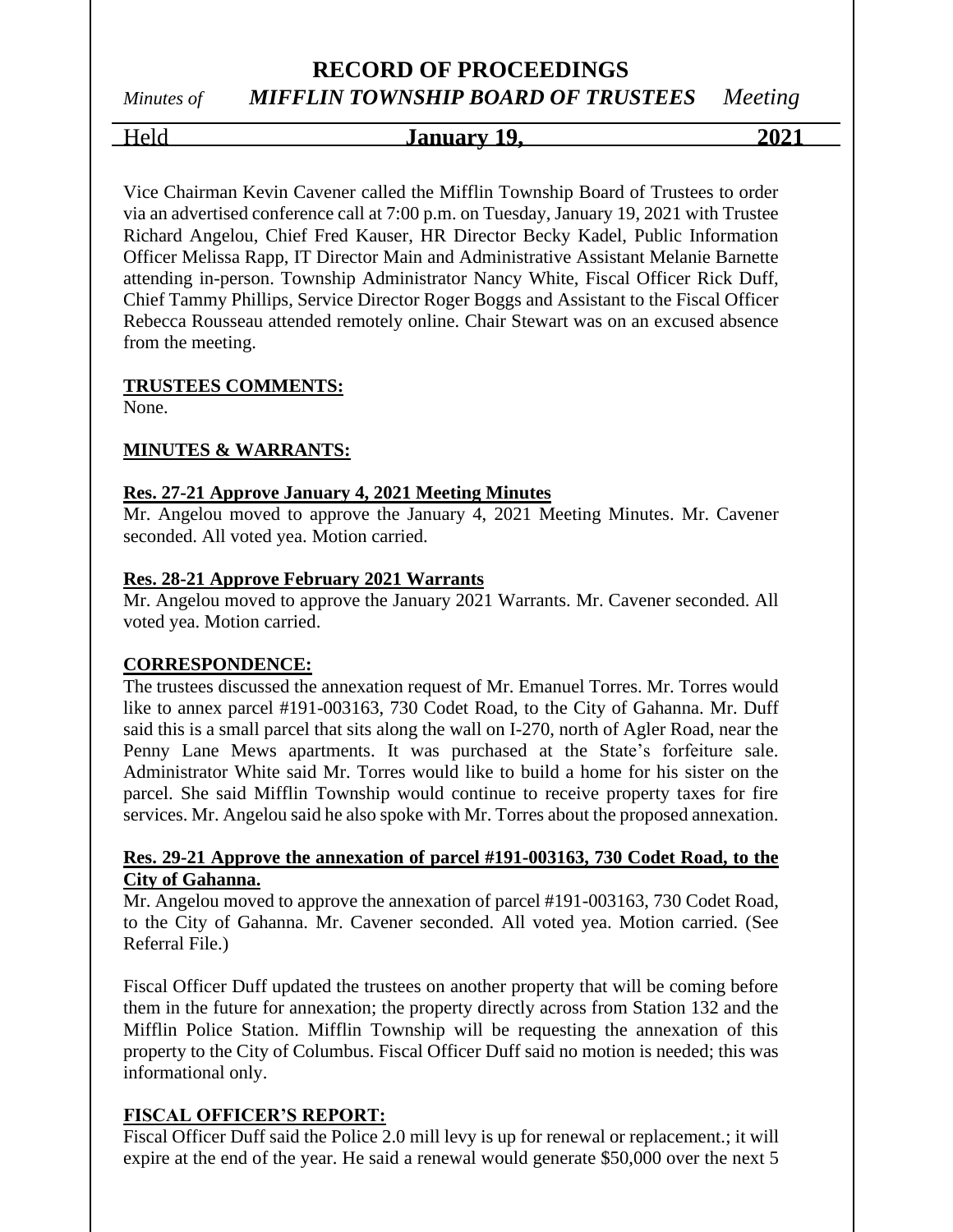# RECORD OF PROCEEDINGS

*Minutes of* ***MIFFLIN TOWNSHIP BOARD OF TRUSTEES*** *Meeting*

Held **January 19, 2021**

Vice Chairman Kevin Cavener called the Mifflin Township Board of Trustees to order via an advertised conference call at 7:00 p.m. on Tuesday, January 19, 2021 with Trustee Richard Angelou, Chief Fred Kauser, HR Director Becky Kadel, Public Information Officer Melissa Rapp, IT Director Main and Administrative Assistant Melanie Barnette attending in-person. Township Administrator Nancy White, Fiscal Officer Rick Duff, Chief Tammy Phillips, Service Director Roger Boggs and Assistant to the Fiscal Officer Rebecca Rousseau attended remotely online. Chair Stewart was on an excused absence from the meeting.

**TRUSTEES COMMENTS:**

None.

**MINUTES & WARRANTS:**

**Res. 27-21 Approve January 4, 2021 Meeting Minutes**

Mr. Angelou moved to approve the January 4, 2021 Meeting Minutes. Mr. Cavener seconded. All voted yea. Motion carried.

**Res. 28-21 Approve February 2021 Warrants**

Mr. Angelou moved to approve the January 2021 Warrants. Mr. Cavener seconded. All voted yea. Motion carried.

**CORRESPONDENCE:**

The trustees discussed the annexation request of Mr. Emanuel Torres. Mr. Torres would like to annex parcel #191-003163, 730 Codet Road, to the City of Gahanna. Mr. Duff said this is a small parcel that sits along the wall on I-270, north of Agler Road, near the Penny Lane Mews apartments. It was purchased at the State's forfeiture sale. Administrator White said Mr. Torres would like to build a home for his sister on the parcel. She said Mifflin Township would continue to receive property taxes for fire services. Mr. Angelou said he also spoke with Mr. Torres about the proposed annexation.

**Res. 29-21 Approve the annexation of parcel #191-003163, 730 Codet Road, to the City of Gahanna.**

Mr. Angelou moved to approve the annexation of parcel #191-003163, 730 Codet Road, to the City of Gahanna. Mr. Cavener seconded. All voted yea. Motion carried. (See Referral File.)

Fiscal Officer Duff updated the trustees on another property that will be coming before them in the future for annexation; the property directly across from Station 132 and the Mifflin Police Station. Mifflin Township will be requesting the annexation of this property to the City of Columbus. Fiscal Officer Duff said no motion is needed; this was informational only.

**FISCAL OFFICER'S REPORT:**

Fiscal Officer Duff said the Police 2.0 mill levy is up for renewal or replacement.; it will expire at the end of the year. He said a renewal would generate $50,000 over the next 5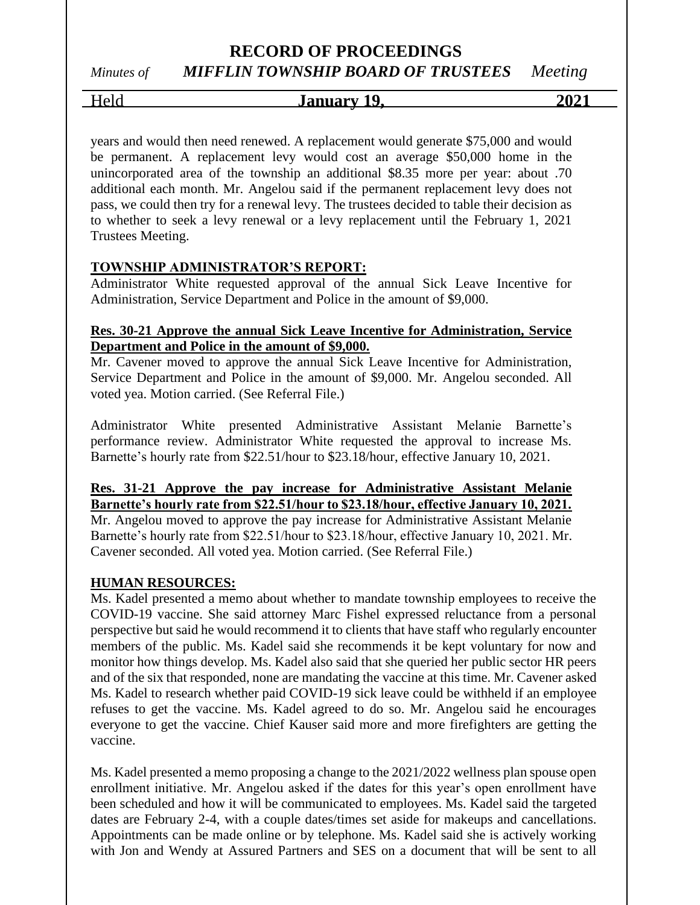years and would then need renewed. A replacement would generate $75,000 and would be permanent. A replacement levy would cost an average $50,000 home in the unincorporated area of the township an additional $8.35 more per year: about .70 additional each month. Mr. Angelou said if the permanent replacement levy does not pass, we could then try for a renewal levy. The trustees decided to table their decision as to whether to seek a levy renewal or a levy replacement until the February 1, 2021 Trustees Meeting.

**TOWNSHIP ADMINISTRATOR'S REPORT:**

Administrator White requested approval of the annual Sick Leave Incentive for Administration, Service Department and Police in the amount of $9,000.

**Res. 30-21 Approve the annual Sick Leave Incentive for Administration, Service Department and Police in the amount of $9,000.**

Mr. Cavener moved to approve the annual Sick Leave Incentive for Administration, Service Department and Police in the amount of $9,000. Mr. Angelou seconded. All voted yea. Motion carried. (See Referral File.)

Administrator White presented Administrative Assistant Melanie Barnette's performance review. Administrator White requested the approval to increase Ms. Barnette's hourly rate from $22.51/hour to $23.18/hour, effective January 10, 2021.

**Res. 31-21 Approve the pay increase for Administrative Assistant Melanie Barnette's hourly rate from $22.51/hour to $23.18/hour, effective January 10, 2021.**

Mr. Angelou moved to approve the pay increase for Administrative Assistant Melanie Barnette's hourly rate from $22.51/hour to $23.18/hour, effective January 10, 2021. Mr. Cavener seconded. All voted yea. Motion carried. (See Referral File.)

**HUMAN RESOURCES:**

Ms. Kadel presented a memo about whether to mandate township employees to receive the COVID-19 vaccine. She said attorney Marc Fishel expressed reluctance from a personal perspective but said he would recommend it to clients that have staff who regularly encounter members of the public. Ms. Kadel said she recommends it be kept voluntary for now and monitor how things develop. Ms. Kadel also said that she queried her public sector HR peers and of the six that responded, none are mandating the vaccine at this time. Mr. Cavener asked Ms. Kadel to research whether paid COVID-19 sick leave could be withheld if an employee refuses to get the vaccine. Ms. Kadel agreed to do so. Mr. Angelou said he encourages everyone to get the vaccine. Chief Kauser said more and more firefighters are getting the vaccine.

Ms. Kadel presented a memo proposing a change to the 2021/2022 wellness plan spouse open enrollment initiative. Mr. Angelou asked if the dates for this year's open enrollment have been scheduled and how it will be communicated to employees. Ms. Kadel said the targeted dates are February 2-4, with a couple dates/times set aside for makeups and cancellations. Appointments can be made online or by telephone. Ms. Kadel said she is actively working with Jon and Wendy at Assured Partners and SES on a document that will be sent to all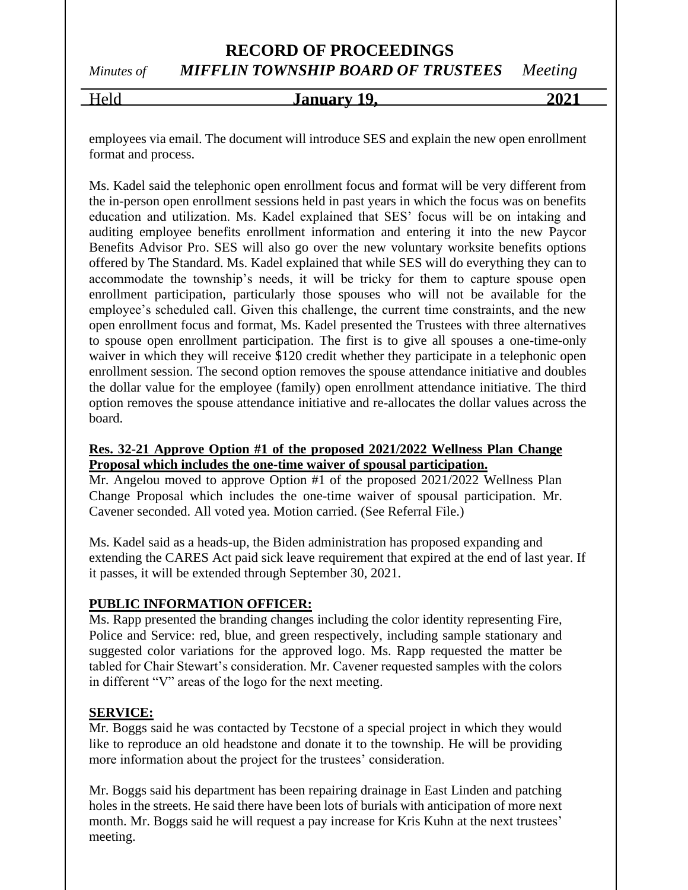employees via email. The document will introduce SES and explain the new open enrollment format and process.

Ms. Kadel said the telephonic open enrollment focus and format will be very different from the in-person open enrollment sessions held in past years in which the focus was on benefits education and utilization. Ms. Kadel explained that SES' focus will be on intaking and auditing employee benefits enrollment information and entering it into the new Paycor Benefits Advisor Pro. SES will also go over the new voluntary worksite benefits options offered by The Standard. Ms. Kadel explained that while SES will do everything they can to accommodate the township's needs, it will be tricky for them to capture spouse open enrollment participation, particularly those spouses who will not be available for the employee's scheduled call. Given this challenge, the current time constraints, and the new open enrollment focus and format, Ms. Kadel presented the Trustees with three alternatives to spouse open enrollment participation. The first is to give all spouses a one-time-only waiver in which they will receive $120 credit whether they participate in a telephonic open enrollment session. The second option removes the spouse attendance initiative and doubles the dollar value for the employee (family) open enrollment attendance initiative. The third option removes the spouse attendance initiative and re-allocates the dollar values across the board.

**Res. 32-21 Approve Option #1 of the proposed 2021/2022 Wellness Plan Change Proposal which includes the one-time waiver of spousal participation.**

Mr. Angelou moved to approve Option #1 of the proposed 2021/2022 Wellness Plan Change Proposal which includes the one-time waiver of spousal participation. Mr. Cavener seconded. All voted yea. Motion carried. (See Referral File.)

Ms. Kadel said as a heads-up, the Biden administration has proposed expanding and extending the CARES Act paid sick leave requirement that expired at the end of last year. If it passes, it will be extended through September 30, 2021.

**PUBLIC INFORMATION OFFICER:**

Ms. Rapp presented the branding changes including the color identity representing Fire, Police and Service: red, blue, and green respectively, including sample stationary and suggested color variations for the approved logo. Ms. Rapp requested the matter be tabled for Chair Stewart's consideration. Mr. Cavener requested samples with the colors in different "V" areas of the logo for the next meeting.

**SERVICE:**

Mr. Boggs said he was contacted by Tecstone of a special project in which they would like to reproduce an old headstone and donate it to the township. He will be providing more information about the project for the trustees' consideration.

Mr. Boggs said his department has been repairing drainage in East Linden and patching holes in the streets. He said there have been lots of burials with anticipation of more next month. Mr. Boggs said he will request a pay increase for Kris Kuhn at the next trustees' meeting.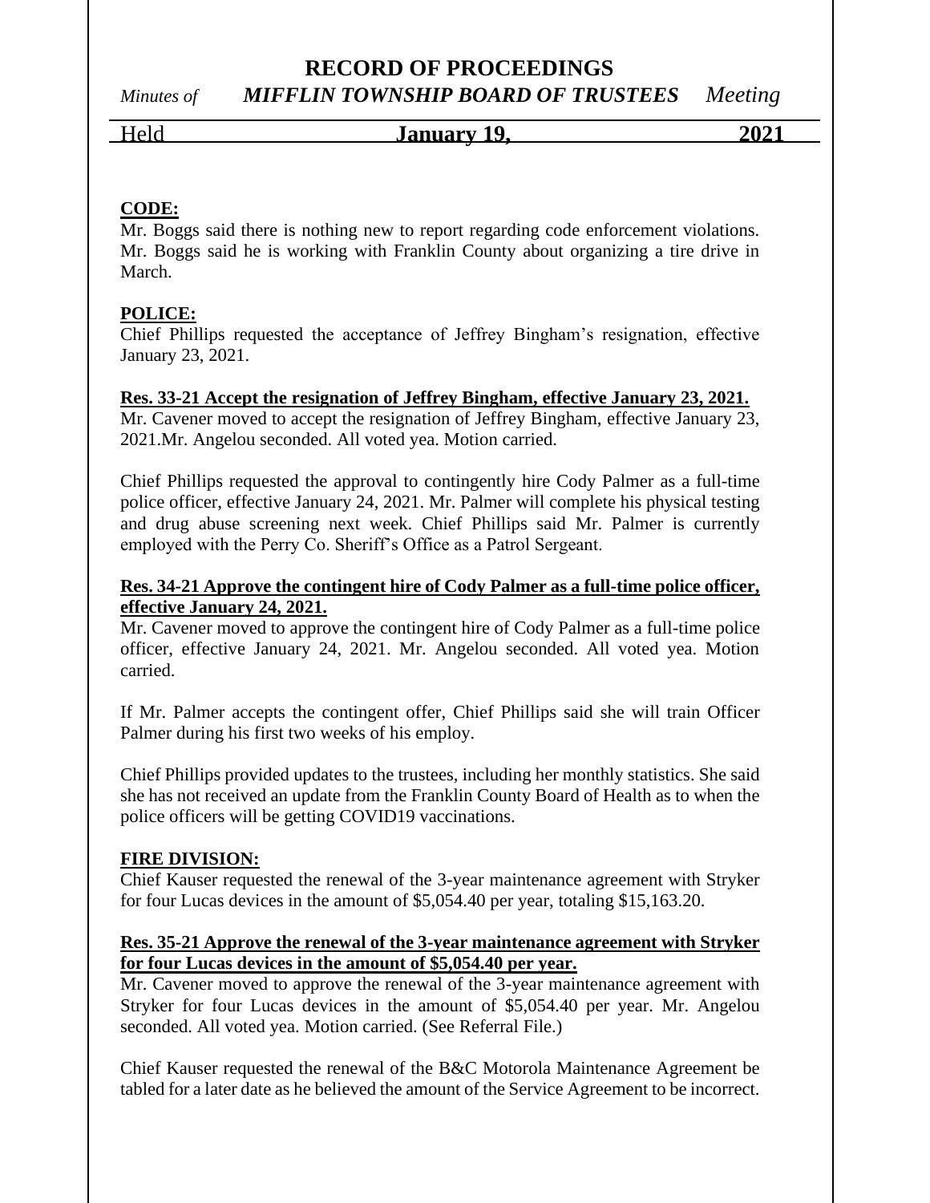**CODE:**

Mr. Boggs said there is nothing new to report regarding code enforcement violations. Mr. Boggs said he is working with Franklin County about organizing a tire drive in March.

**POLICE:**

Chief Phillips requested the acceptance of Jeffrey Bingham's resignation, effective January 23, 2021.

**Res. 33-21 Accept the resignation of Jeffrey Bingham, effective January 23, 2021.**

Mr. Cavener moved to accept the resignation of Jeffrey Bingham, effective January 23, 2021.Mr. Angelou seconded. All voted yea. Motion carried.

Chief Phillips requested the approval to contingently hire Cody Palmer as a full-time police officer, effective January 24, 2021. Mr. Palmer will complete his physical testing and drug abuse screening next week. Chief Phillips said Mr. Palmer is currently employed with the Perry Co. Sheriff's Office as a Patrol Sergeant.

**Res. 34-21 Approve the contingent hire of Cody Palmer as a full-time police officer, effective January 24, 2021.**

Mr. Cavener moved to approve the contingent hire of Cody Palmer as a full-time police officer, effective January 24, 2021. Mr. Angelou seconded. All voted yea. Motion carried.

If Mr. Palmer accepts the contingent offer, Chief Phillips said she will train Officer Palmer during his first two weeks of his employ.

Chief Phillips provided updates to the trustees, including her monthly statistics. She said she has not received an update from the Franklin County Board of Health as to when the police officers will be getting COVID19 vaccinations.

**FIRE DIVISION:**

Chief Kauser requested the renewal of the 3-year maintenance agreement with Stryker for four Lucas devices in the amount of $5,054.40 per year, totaling $15,163.20.

**Res. 35-21 Approve the renewal of the 3-year maintenance agreement with Stryker for four Lucas devices in the amount of $5,054.40 per year.**

Mr. Cavener moved to approve the renewal of the 3-year maintenance agreement with Stryker for four Lucas devices in the amount of $5,054.40 per year. Mr. Angelou seconded. All voted yea. Motion carried. (See Referral File.)

Chief Kauser requested the renewal of the B&C Motorola Maintenance Agreement be tabled for a later date as he believed the amount of the Service Agreement to be incorrect.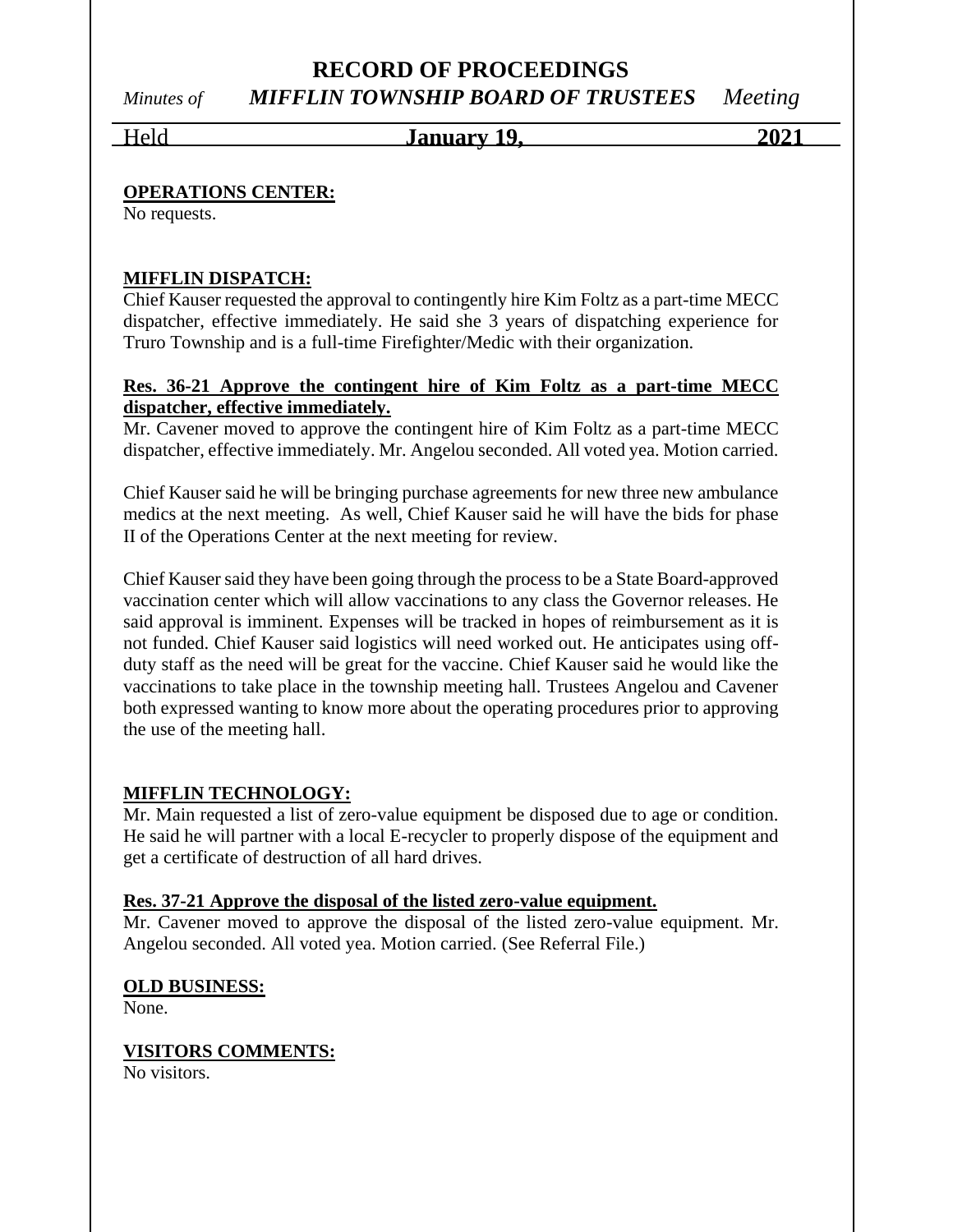**OPERATIONS CENTER:**
No requests.

**MIFFLIN DISPATCH:**
Chief Kauser requested the approval to contingently hire Kim Foltz as a part-time MECC dispatcher, effective immediately. He said she 3 years of dispatching experience for Truro Township and is a full-time Firefighter/Medic with their organization.

**Res. 36-21 Approve the contingent hire of Kim Foltz as a part-time MECC dispatcher, effective immediately.**
Mr. Cavener moved to approve the contingent hire of Kim Foltz as a part-time MECC dispatcher, effective immediately. Mr. Angelou seconded. All voted yea. Motion carried.

Chief Kauser said he will be bringing purchase agreements for new three new ambulance medics at the next meeting. As well, Chief Kauser said he will have the bids for phase II of the Operations Center at the next meeting for review.

Chief Kauser said they have been going through the process to be a State Board-approved vaccination center which will allow vaccinations to any class the Governor releases. He said approval is imminent. Expenses will be tracked in hopes of reimbursement as it is not funded. Chief Kauser said logistics will need worked out. He anticipates using off-duty staff as the need will be great for the vaccine. Chief Kauser said he would like the vaccinations to take place in the township meeting hall. Trustees Angelou and Cavener both expressed wanting to know more about the operating procedures prior to approving the use of the meeting hall.

**MIFFLIN TECHNOLOGY:**
Mr. Main requested a list of zero-value equipment be disposed due to age or condition. He said he will partner with a local E-recycler to properly dispose of the equipment and get a certificate of destruction of all hard drives.

**Res. 37-21 Approve the disposal of the listed zero-value equipment.**
Mr. Cavener moved to approve the disposal of the listed zero-value equipment. Mr. Angelou seconded. All voted yea. Motion carried. (See Referral File.)

**OLD BUSINESS:**
None.

**VISITORS COMMENTS:**
No visitors.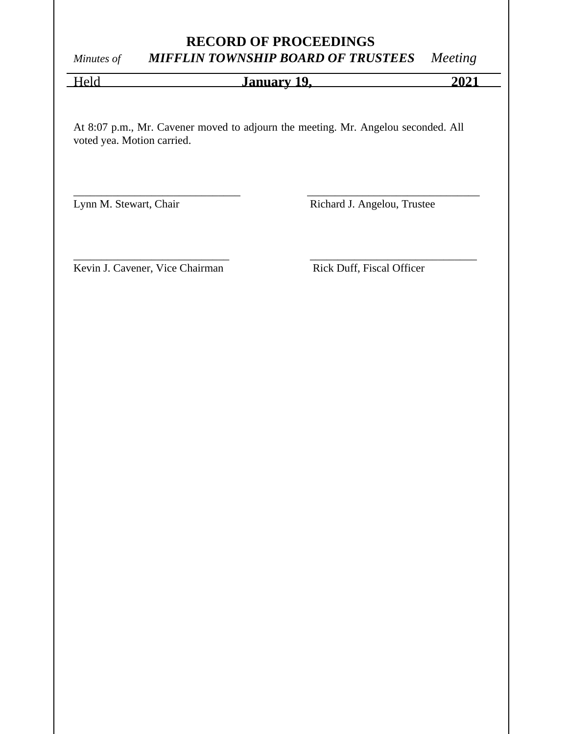At 8:07 p.m., Mr. Cavener moved to adjourn the meeting. Mr. Angelou seconded. All voted yea. Motion carried.

| | |
|---|---|
| ______________________________ | ______________________________ |
| Lynn M. Stewart, Chair | Richard J. Angelou, Trustee |
| ______________________________ | ______________________________ |
| Kevin J. Cavener, Vice Chairman | Rick Duff, Fiscal Officer |